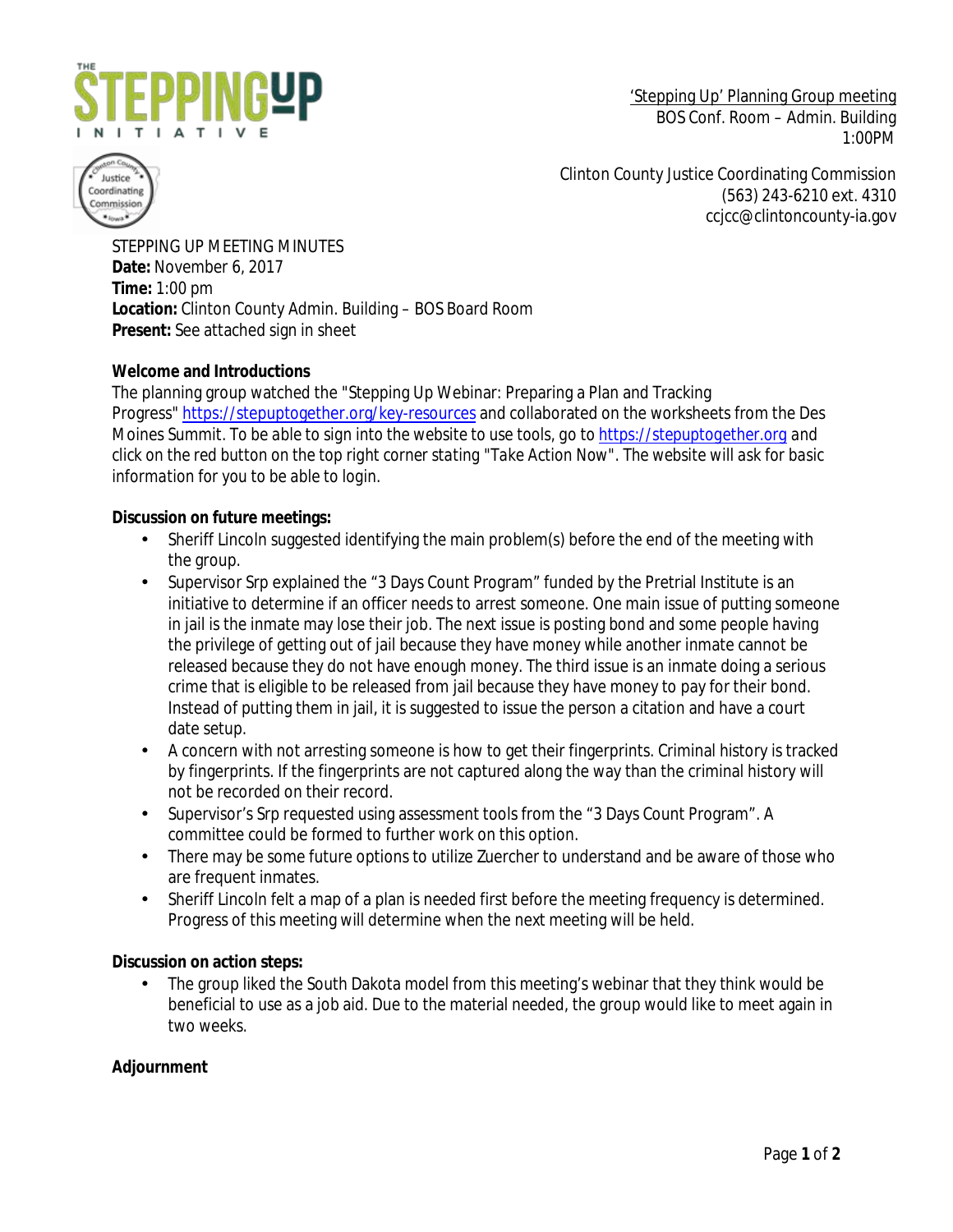'Stepping Up' Planning Group meeting
BOS Conf. Room – Admin. Building
1:00PM

Clinton County Justice Coordinating Commission
(563) 243-6210 ext. 4310
ccjcc@clintoncounty-ia.gov

STEPPING UP MEETING MINUTES
**Date:** November 6, 2017
**Time:** 1:00 pm
**Location:** Clinton County Admin. Building – BOS Board Room
**Present:** See attached sign in sheet

**Welcome and Introductions**
The planning group watched the "Stepping Up Webinar: Preparing a Plan and Tracking Progress" https://stepuptogether.org/key-resources and collaborated on the worksheets from the Des Moines Summit. To be able to sign into the website to use tools, go to https://stepuptogether.org and click on the red button on the top right corner stating "Take Action Now". The website will ask for basic information for you to be able to login.

**Discussion on future meetings:**

- Sheriff Lincoln suggested identifying the main problem(s) before the end of the meeting with the group.
- Supervisor Srp explained the "3 Days Count Program" funded by the Pretrial Institute is an initiative to determine if an officer needs to arrest someone. One main issue of putting someone in jail is the inmate may lose their job. The next issue is posting bond and some people having the privilege of getting out of jail because they have money while another inmate cannot be released because they do not have enough money. The third issue is an inmate doing a serious crime that is eligible to be released from jail because they have money to pay for their bond. Instead of putting them in jail, it is suggested to issue the person a citation and have a court date setup.
- A concern with not arresting someone is how to get their fingerprints. Criminal history is tracked by fingerprints. If the fingerprints are not captured along the way than the criminal history will not be recorded on their record.
- Supervisor's Srp requested using assessment tools from the "3 Days Count Program". A committee could be formed to further work on this option.
- There may be some future options to utilize Zuercher to understand and be aware of those who are frequent inmates.
- Sheriff Lincoln felt a map of a plan is needed first before the meeting frequency is determined. Progress of this meeting will determine when the next meeting will be held.

**Discussion on action steps:**

- The group liked the South Dakota model from this meeting's webinar that they think would be beneficial to use as a job aid. Due to the material needed, the group would like to meet again in two weeks.

**Adjournment**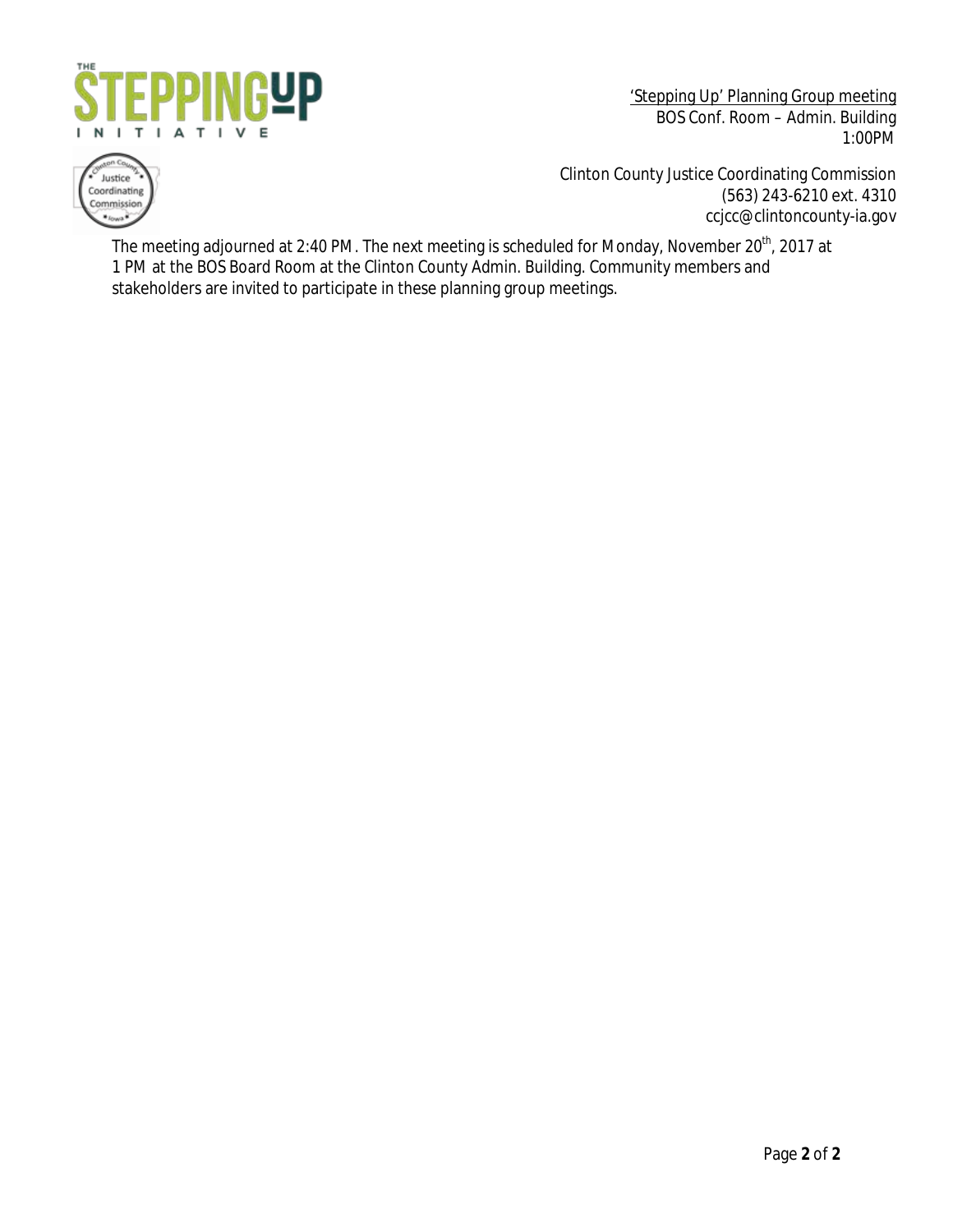The meeting adjourned at 2:40 PM. The next meeting is scheduled for Monday, November 20th, 2017 at 1 PM at the BOS Board Room at the Clinton County Admin. Building. Community members and stakeholders are invited to participate in these planning group meetings.